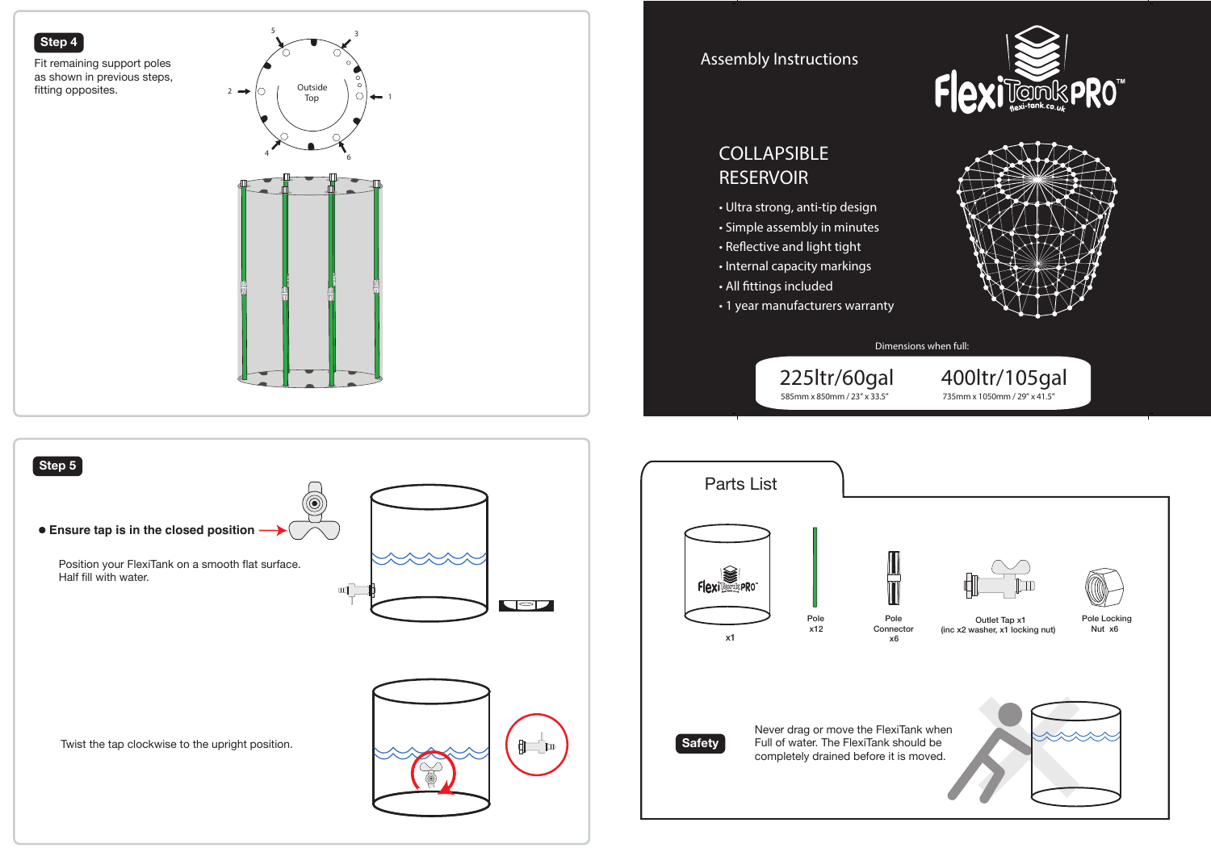## Step 4

Fit remaining support poles as shown in previous steps, fitting opposites.

Outside Top

5 3 2 1 4 6

## Step 5

- **Ensure tap is in the closed position**

Position your FlexiTank on a smooth flat surface.
Half fill with water.

Twist the tap clockwise to the upright position.

# Assembly Instructions

FlexiTank PRO™
flexi-tank.co.uk

## COLLAPSIBLE RESERVOIR

- Ultra strong, anti-tip design
- Simple assembly in minutes
- Reflective and light tight
- Internal capacity markings
- All fittings included
- 1 year manufacturers warranty

Dimensions when full:

| 225ltr/60gal | 400ltr/105gal |
| --- | --- |
| 585mm x 850mm / 23" x 33.5" | 735mm x 1050mm / 29" x 41.5" |

## Parts List

- x1
- Pole x12
- Pole Connector x6
- Outlet Tap x1 (inc x2 washer, x1 locking nut)
- Pole Locking Nut x6

**Safety**

Never drag or move the FlexiTank when Full of water. The FlexiTank should be completely drained before it is moved.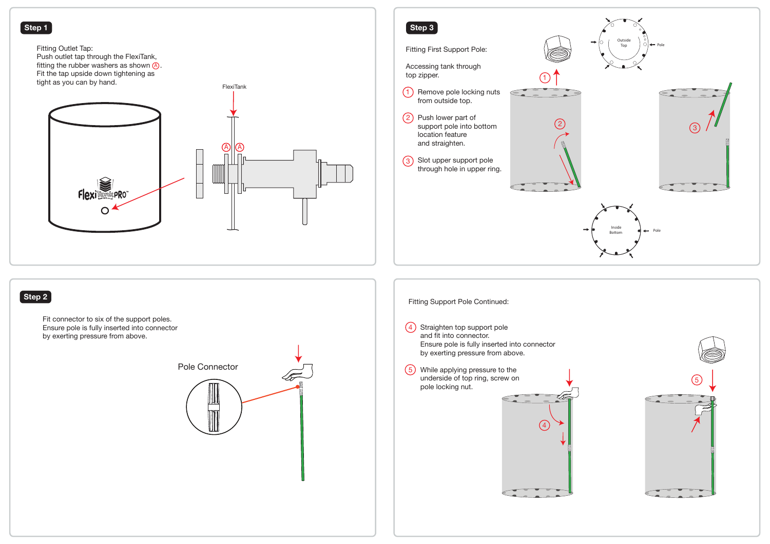## Step 1

Fitting Outlet Tap:
Push outlet tap through the FlexiTank, fitting the rubber washers as shown Ⓐ.
Fit the tap upside down tightening as tight as you can by hand.

FlexiTank

Ⓐ Ⓐ

## Step 2

Fit connector to six of the support poles.
Ensure pole is fully inserted into connector by exerting pressure from above.

Pole Connector

## Step 3

Fitting First Support Pole:

Accessing tank through top zipper.

1. Remove pole locking nuts from outside top.
2. Push lower part of support pole into bottom location feature and straighten.
3. Slot upper support pole through hole in upper ring.

Outside Top

Pole

Inside Bottom

Pole

Fitting Support Pole Continued:

4. Straighten top support pole and fit into connector.
   Ensure pole is fully inserted into connector by exerting pressure from above.
5. While applying pressure to the underside of top ring, screw on pole locking nut.